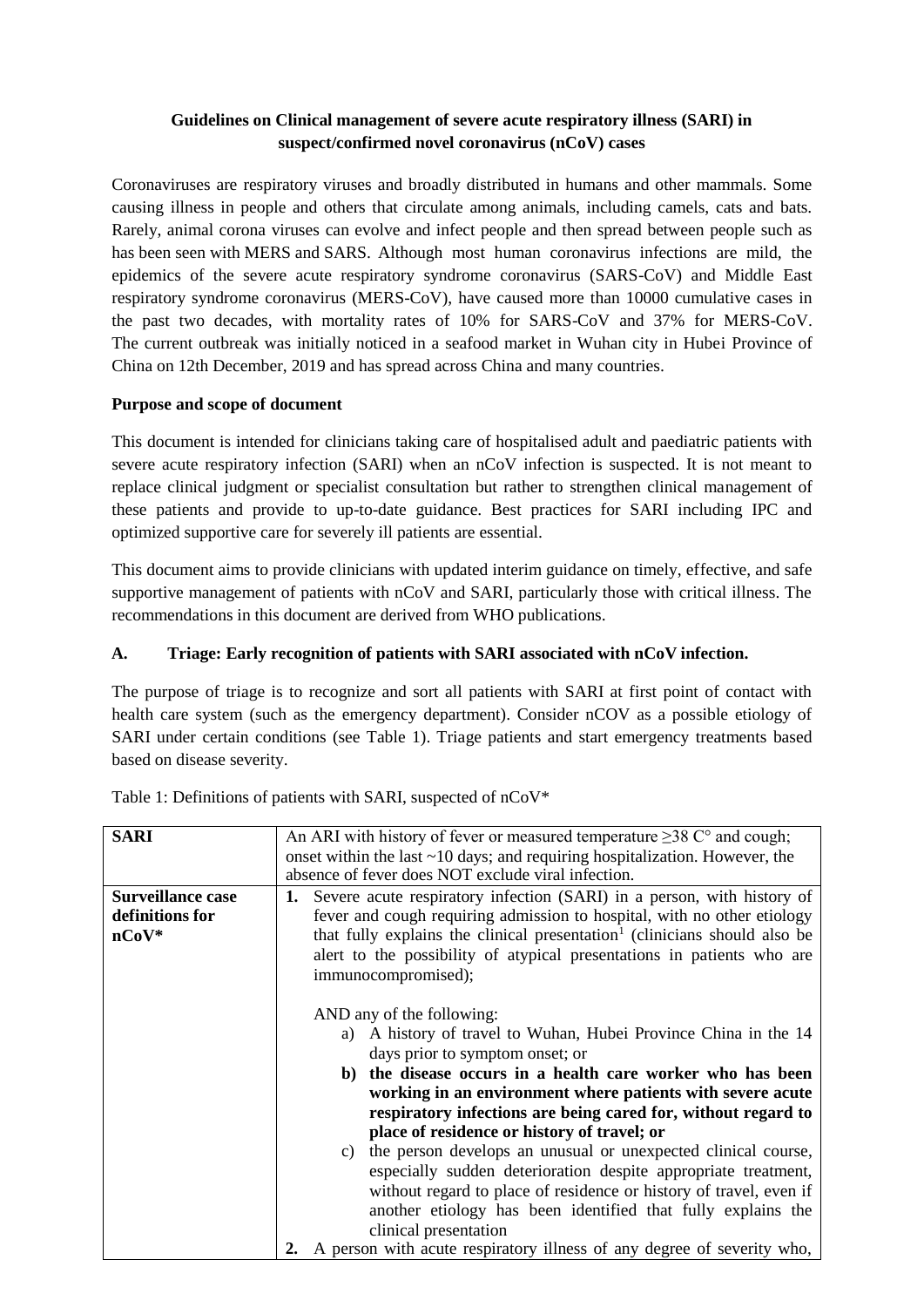**Guidelines on Clinical management of severe acute respiratory illness (SARI) in suspect/confirmed novel coronavirus (nCoV) cases**

Coronaviruses are respiratory viruses and broadly distributed in humans and other mammals. Some causing illness in people and others that circulate among animals, including camels, cats and bats. Rarely, animal corona viruses can evolve and infect people and then spread between people such as has been seen with MERS and SARS. Although most human coronavirus infections are mild, the epidemics of the severe acute respiratory syndrome coronavirus (SARS-CoV) and Middle East respiratory syndrome coronavirus (MERS-CoV), have caused more than 10000 cumulative cases in the past two decades, with mortality rates of 10% for SARS-CoV and 37% for MERS-CoV. The current outbreak was initially noticed in a seafood market in Wuhan city in Hubei Province of China on 12th December, 2019 and has spread across China and many countries.

**Purpose and scope of document**

This document is intended for clinicians taking care of hospitalised adult and paediatric patients with severe acute respiratory infection (SARI) when an nCoV infection is suspected. It is not meant to replace clinical judgment or specialist consultation but rather to strengthen clinical management of these patients and provide to up-to-date guidance. Best practices for SARI including IPC and optimized supportive care for severely ill patients are essential.

This document aims to provide clinicians with updated interim guidance on timely, effective, and safe supportive management of patients with nCoV and SARI, particularly those with critical illness. The recommendations in this document are derived from WHO publications.

**A. Triage: Early recognition of patients with SARI associated with nCoV infection.**

The purpose of triage is to recognize and sort all patients with SARI at first point of contact with health care system (such as the emergency department). Consider nCOV as a possible etiology of SARI under certain conditions (see Table 1). Triage patients and start emergency treatments based based on disease severity.

Table 1: Definitions of patients with SARI, suspected of nCoV*

| | |
|---|---|
| **SARI** | An ARI with history of fever or measured temperature ≥38 C° and cough; onset within the last ~10 days; and requiring hospitalization. However, the absence of fever does NOT exclude viral infection. |
| **Surveillance case definitions for nCoV*** | 1. Severe acute respiratory infection (SARI) in a person, with history of fever and cough requiring admission to hospital, with no other etiology that fully explains the clinical presentation[1] (clinicians should also be alert to the possibility of atypical presentations in patients who are immunocompromised);<br><br>AND any of the following:<br>a) A history of travel to Wuhan, Hubei Province China in the 14 days prior to symptom onset; or<br>**b) the disease occurs in a health care worker who has been working in an environment where patients with severe acute respiratory infections are being cared for, without regard to place of residence or history of travel; or**<br>c) the person develops an unusual or unexpected clinical course, especially sudden deterioration despite appropriate treatment, without regard to place of residence or history of travel, even if another etiology has been identified that fully explains the clinical presentation<br>2. A person with acute respiratory illness of any degree of severity who, |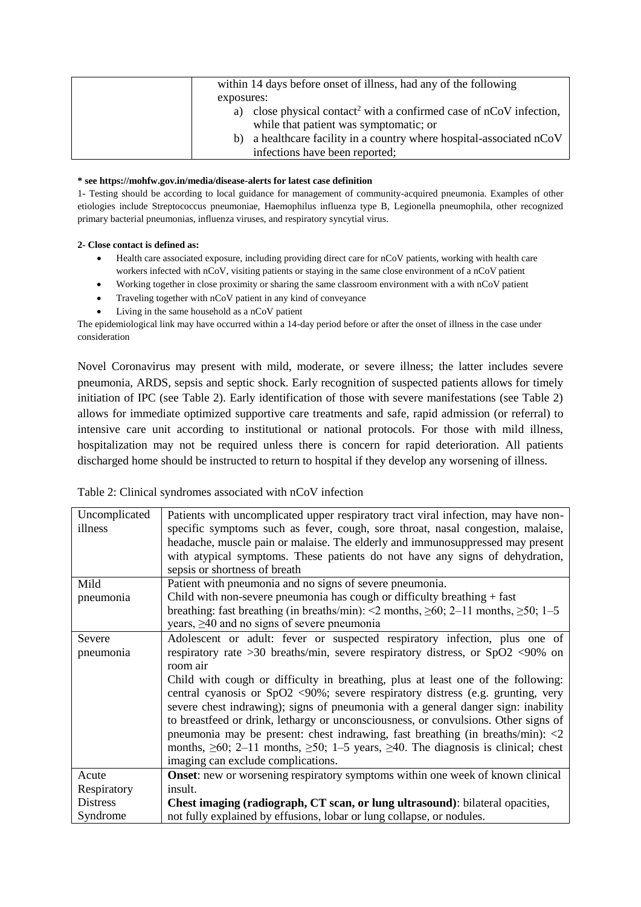| | within 14 days before onset of illness, had any of the following exposures:<br>a) close physical contact[2] with a confirmed case of nCoV infection, while that patient was symptomatic; or<br>b) a healthcare facility in a country where hospital-associated nCoV infections have been reported; |
|---|---|

**\* see https://mohfw.gov.in/media/disease-alerts for latest case definition**

1- Testing should be according to local guidance for management of community-acquired pneumonia. Examples of other etiologies include Streptococcus pneumoniae, Haemophilus influenza type B, Legionella pneumophila, other recognized primary bacterial pneumonias, influenza viruses, and respiratory syncytial virus.

**2- Close contact is defined as:**

- Health care associated exposure, including providing direct care for nCoV patients, working with health care workers infected with nCoV, visiting patients or staying in the same close environment of a nCoV patient
- Working together in close proximity or sharing the same classroom environment with a with nCoV patient
- Traveling together with nCoV patient in any kind of conveyance
- Living in the same household as a nCoV patient

The epidemiological link may have occurred within a 14-day period before or after the onset of illness in the case under consideration

Novel Coronavirus may present with mild, moderate, or severe illness; the latter includes severe pneumonia, ARDS, sepsis and septic shock. Early recognition of suspected patients allows for timely initiation of IPC (see Table 2). Early identification of those with severe manifestations (see Table 2) allows for immediate optimized supportive care treatments and safe, rapid admission (or referral) to intensive care unit according to institutional or national protocols. For those with mild illness, hospitalization may not be required unless there is concern for rapid deterioration. All patients discharged home should be instructed to return to hospital if they develop any worsening of illness.

Table 2: Clinical syndromes associated with nCoV infection

| | |
|---|---|
| Uncomplicated illness | Patients with uncomplicated upper respiratory tract viral infection, may have non-specific symptoms such as fever, cough, sore throat, nasal congestion, malaise, headache, muscle pain or malaise. The elderly and immunosuppressed may present with atypical symptoms. These patients do not have any signs of dehydration, sepsis or shortness of breath |
| Mild pneumonia | Patient with pneumonia and no signs of severe pneumonia.<br>Child with non-severe pneumonia has cough or difficulty breathing + fast breathing: fast breathing (in breaths/min): <2 months, ≥60; 2–11 months, ≥50; 1–5 years, ≥40 and no signs of severe pneumonia |
| Severe pneumonia | Adolescent or adult: fever or suspected respiratory infection, plus one of respiratory rate >30 breaths/min, severe respiratory distress, or SpO2 <90% on room air<br>Child with cough or difficulty in breathing, plus at least one of the following: central cyanosis or SpO2 <90%; severe respiratory distress (e.g. grunting, very severe chest indrawing); signs of pneumonia with a general danger sign: inability to breastfeed or drink, lethargy or unconsciousness, or convulsions. Other signs of pneumonia may be present: chest indrawing, fast breathing (in breaths/min): <2 months, ≥60; 2–11 months, ≥50; 1–5 years, ≥40. The diagnosis is clinical; chest imaging can exclude complications. |
| Acute Respiratory Distress Syndrome | **Onset**: new or worsening respiratory symptoms within one week of known clinical insult.<br>**Chest imaging (radiograph, CT scan, or lung ultrasound)**: bilateral opacities, not fully explained by effusions, lobar or lung collapse, or nodules. |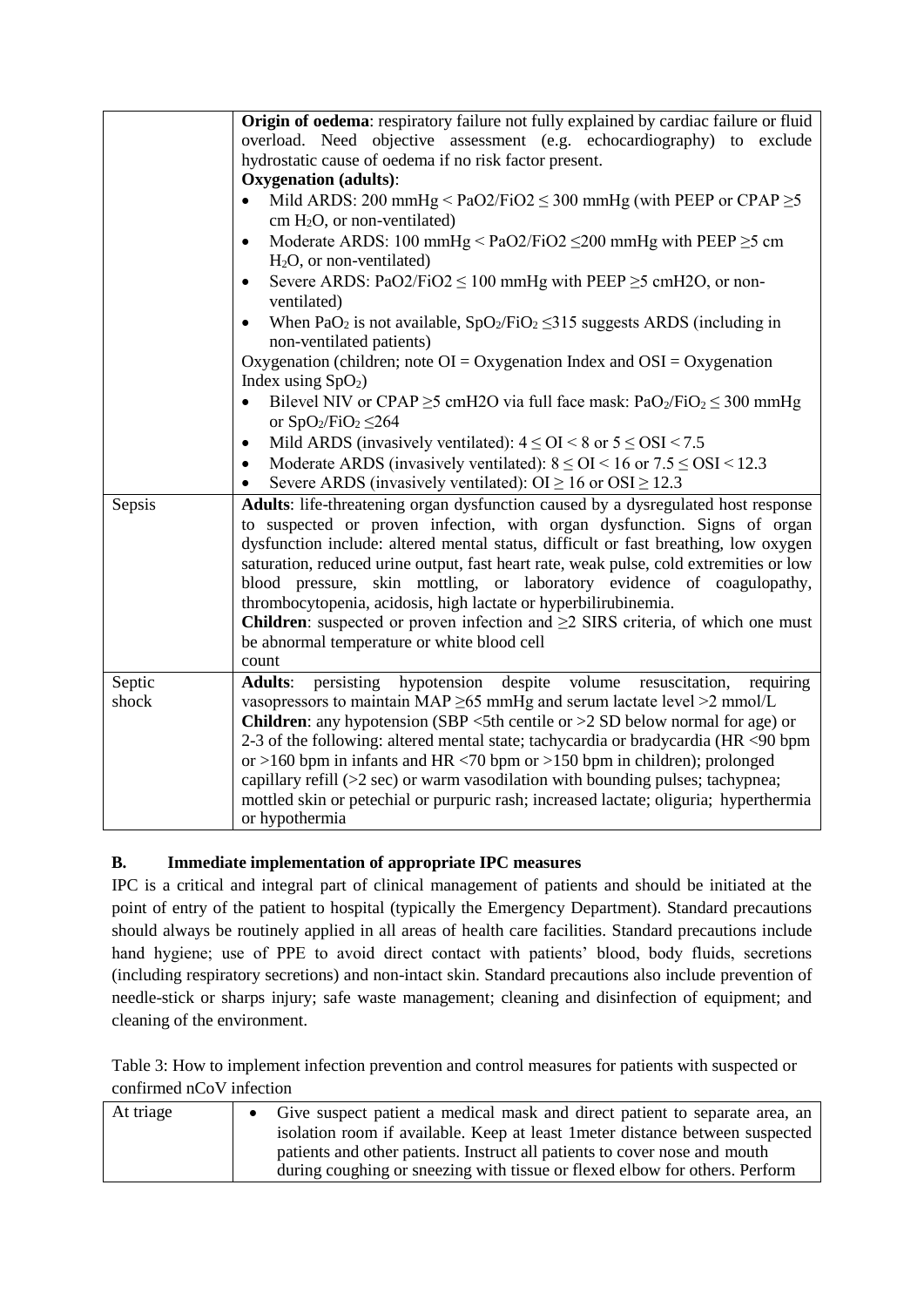| | |
|---|---|
| | **Origin of oedema**: respiratory failure not fully explained by cardiac failure or fluid overload. Need objective assessment (e.g. echocardiography) to exclude hydrostatic cause of oedema if no risk factor present.<br>**Oxygenation (adults)**:<br>• Mild ARDS: 200 mmHg < $PaO2/FiO2 \leq 300$ mmHg (with PEEP or CPAP $\geq 5$ cm $H_2O$, or non-ventilated)<br>• Moderate ARDS: 100 mmHg < $PaO2/FiO2 \leq 200$ mmHg with PEEP $\geq 5$ cm $H_2O$, or non-ventilated)<br>• Severe ARDS: $PaO2/FiO2 \leq 100$ mmHg with PEEP $\geq 5$ cmH2O, or non-ventilated)<br>• When $PaO_2$ is not available, $SpO_2/FiO_2 \leq 315$ suggests ARDS (including in non-ventilated patients)<br>Oxygenation (children; note OI = Oxygenation Index and OSI = Oxygenation Index using $SpO_2$)<br>• Bilevel NIV or CPAP $\geq 5$ cmH2O via full face mask: $PaO_2/FiO_2 \leq 300$ mmHg or $SpO_2/FiO_2 \leq 264$<br>• Mild ARDS (invasively ventilated): $4 \leq OI < 8$ or $5 \leq OSI < 7.5$<br>• Moderate ARDS (invasively ventilated): $8 \leq OI < 16$ or $7.5 \leq OSI < 12.3$<br>• Severe ARDS (invasively ventilated): $OI \geq 16$ or $OSI \geq 12.3$ |
| Sepsis | **Adults**: life-threatening organ dysfunction caused by a dysregulated host response to suspected or proven infection, with organ dysfunction. Signs of organ dysfunction include: altered mental status, difficult or fast breathing, low oxygen saturation, reduced urine output, fast heart rate, weak pulse, cold extremities or low blood pressure, skin mottling, or laboratory evidence of coagulopathy, thrombocytopenia, acidosis, high lactate or hyperbilirubinemia.<br>**Children**: suspected or proven infection and $\geq 2$ SIRS criteria, of which one must be abnormal temperature or white blood cell count |
| Septic shock | **Adults**: persisting hypotension despite volume resuscitation, requiring vasopressors to maintain MAP $\geq 65$ mmHg and serum lactate level >2 mmol/L<br>**Children**: any hypotension (SBP <5th centile or >2 SD below normal for age) or 2-3 of the following: altered mental state; tachycardia or bradycardia (HR <90 bpm or >160 bpm in infants and HR <70 bpm or >150 bpm in children); prolonged capillary refill (>2 sec) or warm vasodilation with bounding pulses; tachypnea; mottled skin or petechial or purpuric rash; increased lactate; oliguria; hyperthermia or hypothermia |

## B. Immediate implementation of appropriate IPC measures

IPC is a critical and integral part of clinical management of patients and should be initiated at the point of entry of the patient to hospital (typically the Emergency Department). Standard precautions should always be routinely applied in all areas of health care facilities. Standard precautions include hand hygiene; use of PPE to avoid direct contact with patients' blood, body fluids, secretions (including respiratory secretions) and non-intact skin. Standard precautions also include prevention of needle-stick or sharps injury; safe waste management; cleaning and disinfection of equipment; and cleaning of the environment.

Table 3: How to implement infection prevention and control measures for patients with suspected or confirmed nCoV infection

| | |
|---|---|
| At triage | • Give suspect patient a medical mask and direct patient to separate area, an isolation room if available. Keep at least 1meter distance between suspected patients and other patients. Instruct all patients to cover nose and mouth during coughing or sneezing with tissue or flexed elbow for others. Perform |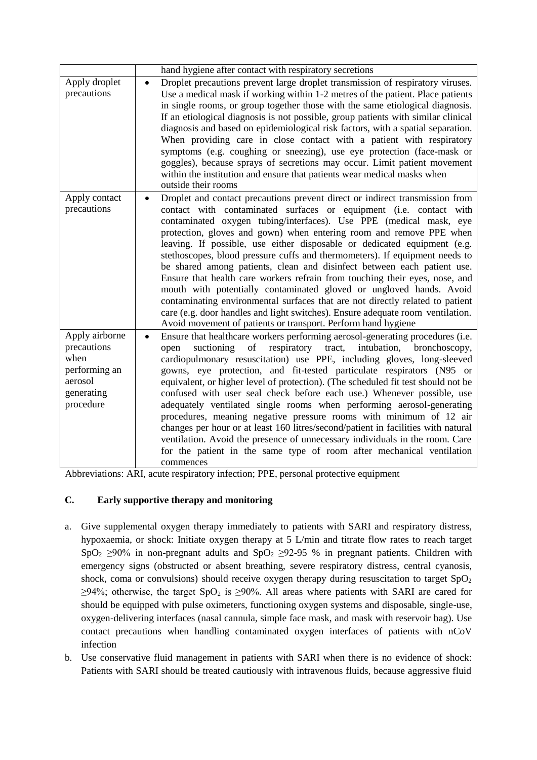| | |
|---|---|
| | hand hygiene after contact with respiratory secretions |
| Apply droplet precautions | • Droplet precautions prevent large droplet transmission of respiratory viruses. Use a medical mask if working within 1-2 metres of the patient. Place patients in single rooms, or group together those with the same etiological diagnosis. If an etiological diagnosis is not possible, group patients with similar clinical diagnosis and based on epidemiological risk factors, with a spatial separation. When providing care in close contact with a patient with respiratory symptoms (e.g. coughing or sneezing), use eye protection (face-mask or goggles), because sprays of secretions may occur. Limit patient movement within the institution and ensure that patients wear medical masks when outside their rooms |
| Apply contact precautions | • Droplet and contact precautions prevent direct or indirect transmission from contact with contaminated surfaces or equipment (i.e. contact with contaminated oxygen tubing/interfaces). Use PPE (medical mask, eye protection, gloves and gown) when entering room and remove PPE when leaving. If possible, use either disposable or dedicated equipment (e.g. stethoscopes, blood pressure cuffs and thermometers). If equipment needs to be shared among patients, clean and disinfect between each patient use. Ensure that health care workers refrain from touching their eyes, nose, and mouth with potentially contaminated gloved or ungloved hands. Avoid contaminating environmental surfaces that are not directly related to patient care (e.g. door handles and light switches). Ensure adequate room ventilation. Avoid movement of patients or transport. Perform hand hygiene |
| Apply airborne precautions when performing an aerosol generating procedure | • Ensure that healthcare workers performing aerosol-generating procedures (i.e. open suctioning of respiratory tract, intubation, bronchoscopy, cardiopulmonary resuscitation) use PPE, including gloves, long-sleeved gowns, eye protection, and fit-tested particulate respirators (N95 or equivalent, or higher level of protection). (The scheduled fit test should not be confused with user seal check before each use.) Whenever possible, use adequately ventilated single rooms when performing aerosol-generating procedures, meaning negative pressure rooms with minimum of 12 air changes per hour or at least 160 litres/second/patient in facilities with natural ventilation. Avoid the presence of unnecessary individuals in the room. Care for the patient in the same type of room after mechanical ventilation commences |

Abbreviations: ARI, acute respiratory infection; PPE, personal protective equipment

## C. Early supportive therapy and monitoring

a. Give supplemental oxygen therapy immediately to patients with SARI and respiratory distress, hypoxaemia, or shock: Initiate oxygen therapy at 5 L/min and titrate flow rates to reach target $SpO_2 \geq 90\%$ in non-pregnant adults and $SpO_2 \geq 92\text{-}95$ % in pregnant patients. Children with emergency signs (obstructed or absent breathing, severe respiratory distress, central cyanosis, shock, coma or convulsions) should receive oxygen therapy during resuscitation to target $SpO_2 \geq 94\%$; otherwise, the target $SpO_2$ is $\geq 90\%$. All areas where patients with SARI are cared for should be equipped with pulse oximeters, functioning oxygen systems and disposable, single-use, oxygen-delivering interfaces (nasal cannula, simple face mask, and mask with reservoir bag). Use contact precautions when handling contaminated oxygen interfaces of patients with nCoV infection

b. Use conservative fluid management in patients with SARI when there is no evidence of shock: Patients with SARI should be treated cautiously with intravenous fluids, because aggressive fluid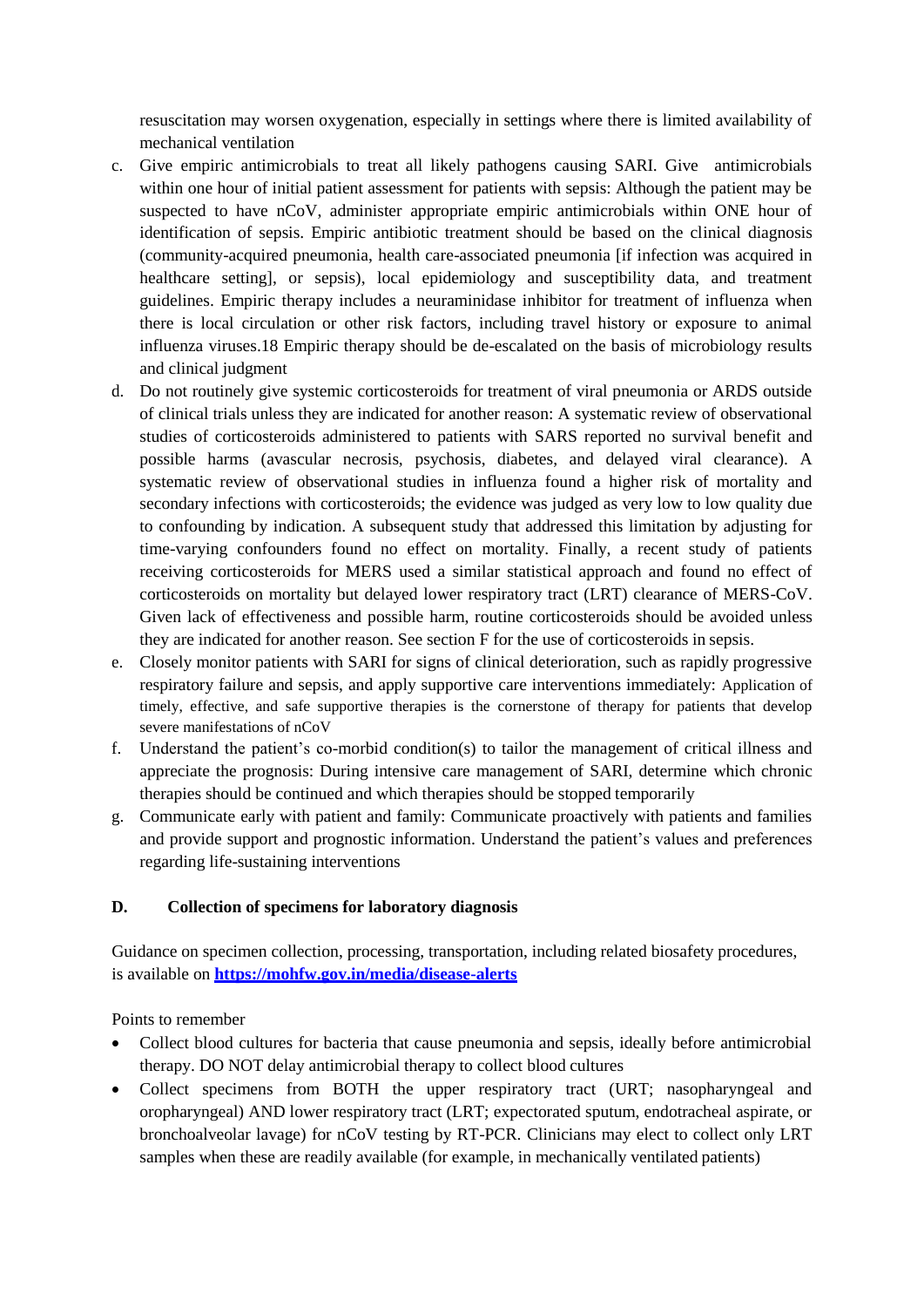resuscitation may worsen oxygenation, especially in settings where there is limited availability of mechanical ventilation

c. Give empiric antimicrobials to treat all likely pathogens causing SARI. Give antimicrobials within one hour of initial patient assessment for patients with sepsis: Although the patient may be suspected to have nCoV, administer appropriate empiric antimicrobials within ONE hour of identification of sepsis. Empiric antibiotic treatment should be based on the clinical diagnosis (community-acquired pneumonia, health care-associated pneumonia [if infection was acquired in healthcare setting], or sepsis), local epidemiology and susceptibility data, and treatment guidelines. Empiric therapy includes a neuraminidase inhibitor for treatment of influenza when there is local circulation or other risk factors, including travel history or exposure to animal influenza viruses.18 Empiric therapy should be de-escalated on the basis of microbiology results and clinical judgment

d. Do not routinely give systemic corticosteroids for treatment of viral pneumonia or ARDS outside of clinical trials unless they are indicated for another reason: A systematic review of observational studies of corticosteroids administered to patients with SARS reported no survival benefit and possible harms (avascular necrosis, psychosis, diabetes, and delayed viral clearance). A systematic review of observational studies in influenza found a higher risk of mortality and secondary infections with corticosteroids; the evidence was judged as very low to low quality due to confounding by indication. A subsequent study that addressed this limitation by adjusting for time-varying confounders found no effect on mortality. Finally, a recent study of patients receiving corticosteroids for MERS used a similar statistical approach and found no effect of corticosteroids on mortality but delayed lower respiratory tract (LRT) clearance of MERS-CoV. Given lack of effectiveness and possible harm, routine corticosteroids should be avoided unless they are indicated for another reason. See section F for the use of corticosteroids in sepsis.

e. Closely monitor patients with SARI for signs of clinical deterioration, such as rapidly progressive respiratory failure and sepsis, and apply supportive care interventions immediately: Application of timely, effective, and safe supportive therapies is the cornerstone of therapy for patients that develop severe manifestations of nCoV

f. Understand the patient's co-morbid condition(s) to tailor the management of critical illness and appreciate the prognosis: During intensive care management of SARI, determine which chronic therapies should be continued and which therapies should be stopped temporarily

g. Communicate early with patient and family: Communicate proactively with patients and families and provide support and prognostic information. Understand the patient's values and preferences regarding life-sustaining interventions

**D. Collection of specimens for laboratory diagnosis**

Guidance on specimen collection, processing, transportation, including related biosafety procedures, is available on **https://mohfw.gov.in/media/disease-alerts**

Points to remember

- Collect blood cultures for bacteria that cause pneumonia and sepsis, ideally before antimicrobial therapy. DO NOT delay antimicrobial therapy to collect blood cultures
- Collect specimens from BOTH the upper respiratory tract (URT; nasopharyngeal and oropharyngeal) AND lower respiratory tract (LRT; expectorated sputum, endotracheal aspirate, or bronchoalveolar lavage) for nCoV testing by RT-PCR. Clinicians may elect to collect only LRT samples when these are readily available (for example, in mechanically ventilated patients)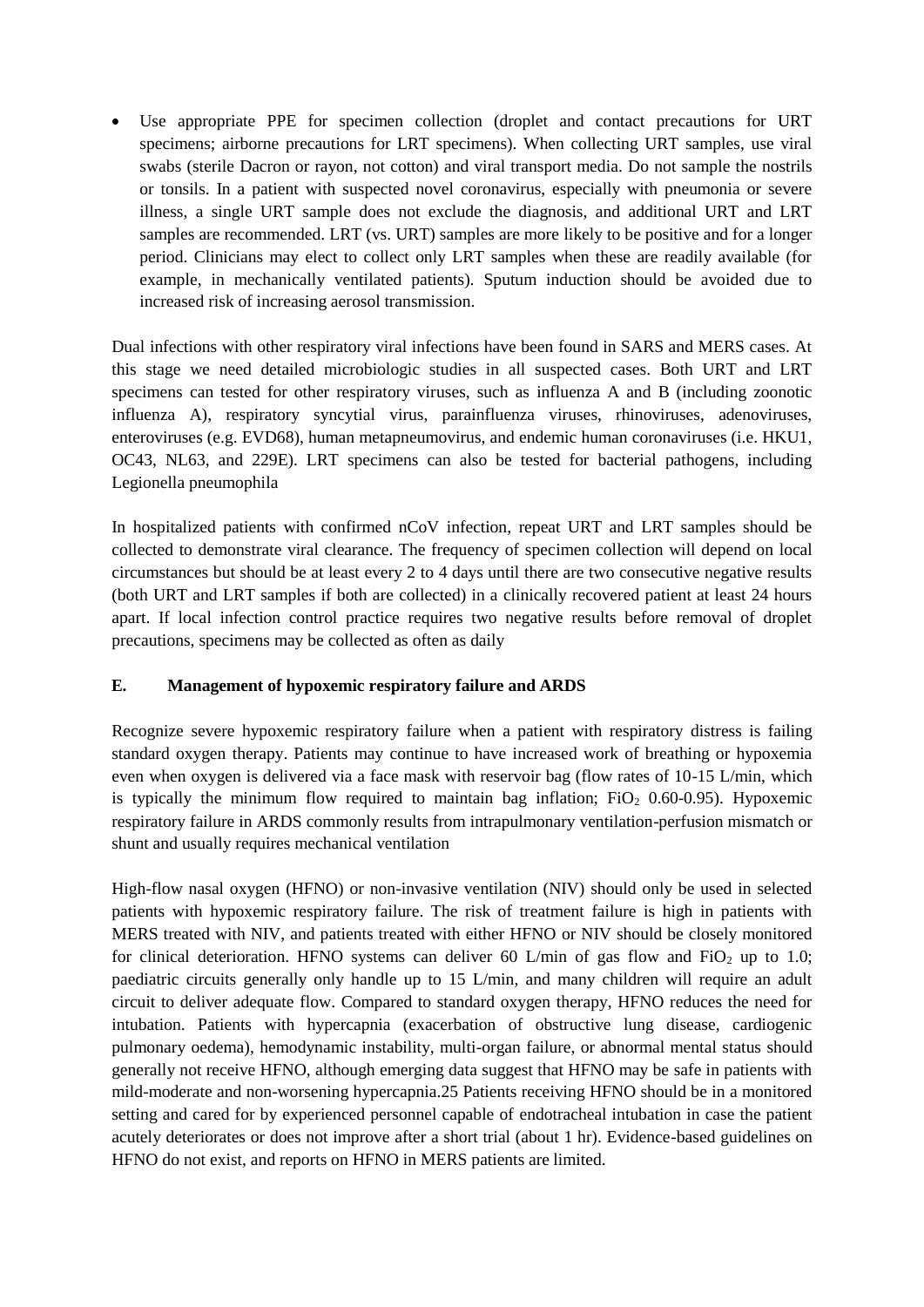- Use appropriate PPE for specimen collection (droplet and contact precautions for URT specimens; airborne precautions for LRT specimens). When collecting URT samples, use viral swabs (sterile Dacron or rayon, not cotton) and viral transport media. Do not sample the nostrils or tonsils. In a patient with suspected novel coronavirus, especially with pneumonia or severe illness, a single URT sample does not exclude the diagnosis, and additional URT and LRT samples are recommended. LRT (vs. URT) samples are more likely to be positive and for a longer period. Clinicians may elect to collect only LRT samples when these are readily available (for example, in mechanically ventilated patients). Sputum induction should be avoided due to increased risk of increasing aerosol transmission.

Dual infections with other respiratory viral infections have been found in SARS and MERS cases. At this stage we need detailed microbiologic studies in all suspected cases. Both URT and LRT specimens can tested for other respiratory viruses, such as influenza A and B (including zoonotic influenza A), respiratory syncytial virus, parainfluenza viruses, rhinoviruses, adenoviruses, enteroviruses (e.g. EVD68), human metapneumovirus, and endemic human coronaviruses (i.e. HKU1, OC43, NL63, and 229E). LRT specimens can also be tested for bacterial pathogens, including Legionella pneumophila

In hospitalized patients with confirmed nCoV infection, repeat URT and LRT samples should be collected to demonstrate viral clearance. The frequency of specimen collection will depend on local circumstances but should be at least every 2 to 4 days until there are two consecutive negative results (both URT and LRT samples if both are collected) in a clinically recovered patient at least 24 hours apart. If local infection control practice requires two negative results before removal of droplet precautions, specimens may be collected as often as daily

## E. Management of hypoxemic respiratory failure and ARDS

Recognize severe hypoxemic respiratory failure when a patient with respiratory distress is failing standard oxygen therapy. Patients may continue to have increased work of breathing or hypoxemia even when oxygen is delivered via a face mask with reservoir bag (flow rates of 10-15 L/min, which is typically the minimum flow required to maintain bag inflation; $FiO_2$ 0.60-0.95). Hypoxemic respiratory failure in ARDS commonly results from intrapulmonary ventilation-perfusion mismatch or shunt and usually requires mechanical ventilation

High-flow nasal oxygen (HFNO) or non-invasive ventilation (NIV) should only be used in selected patients with hypoxemic respiratory failure. The risk of treatment failure is high in patients with MERS treated with NIV, and patients treated with either HFNO or NIV should be closely monitored for clinical deterioration. HFNO systems can deliver 60 L/min of gas flow and $FiO_2$ up to 1.0; paediatric circuits generally only handle up to 15 L/min, and many children will require an adult circuit to deliver adequate flow. Compared to standard oxygen therapy, HFNO reduces the need for intubation. Patients with hypercapnia (exacerbation of obstructive lung disease, cardiogenic pulmonary oedema), hemodynamic instability, multi-organ failure, or abnormal mental status should generally not receive HFNO, although emerging data suggest that HFNO may be safe in patients with mild-moderate and non-worsening hypercapnia.25 Patients receiving HFNO should be in a monitored setting and cared for by experienced personnel capable of endotracheal intubation in case the patient acutely deteriorates or does not improve after a short trial (about 1 hr). Evidence-based guidelines on HFNO do not exist, and reports on HFNO in MERS patients are limited.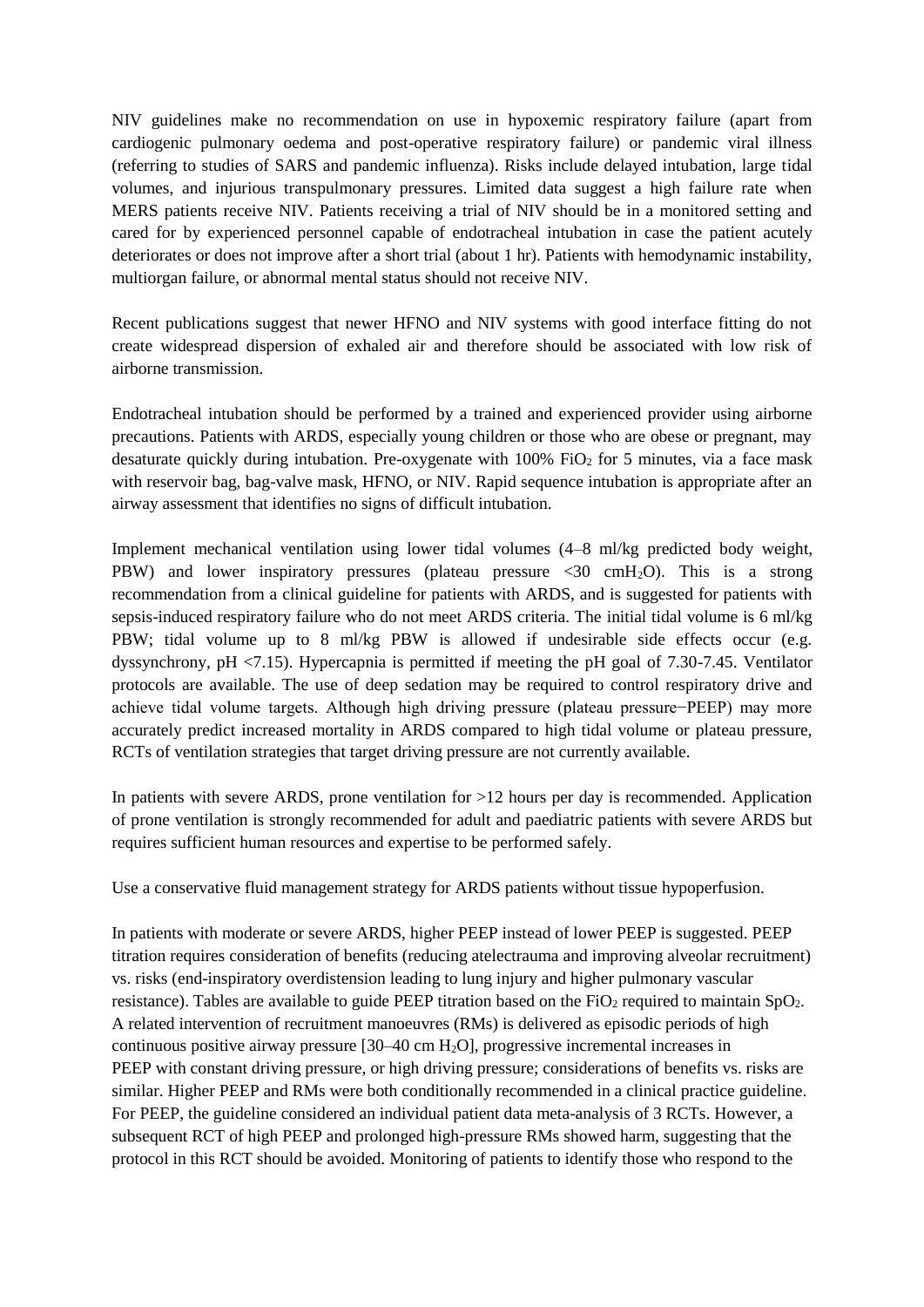NIV guidelines make no recommendation on use in hypoxemic respiratory failure (apart from cardiogenic pulmonary oedema and post-operative respiratory failure) or pandemic viral illness (referring to studies of SARS and pandemic influenza). Risks include delayed intubation, large tidal volumes, and injurious transpulmonary pressures. Limited data suggest a high failure rate when MERS patients receive NIV. Patients receiving a trial of NIV should be in a monitored setting and cared for by experienced personnel capable of endotracheal intubation in case the patient acutely deteriorates or does not improve after a short trial (about 1 hr). Patients with hemodynamic instability, multiorgan failure, or abnormal mental status should not receive NIV.

Recent publications suggest that newer HFNO and NIV systems with good interface fitting do not create widespread dispersion of exhaled air and therefore should be associated with low risk of airborne transmission.

Endotracheal intubation should be performed by a trained and experienced provider using airborne precautions. Patients with ARDS, especially young children or those who are obese or pregnant, may desaturate quickly during intubation. Pre-oxygenate with 100% $FiO_2$ for 5 minutes, via a face mask with reservoir bag, bag-valve mask, HFNO, or NIV. Rapid sequence intubation is appropriate after an airway assessment that identifies no signs of difficult intubation.

Implement mechanical ventilation using lower tidal volumes (4–8 ml/kg predicted body weight, PBW) and lower inspiratory pressures (plateau pressure <30 $cmH_2O$). This is a strong recommendation from a clinical guideline for patients with ARDS, and is suggested for patients with sepsis-induced respiratory failure who do not meet ARDS criteria. The initial tidal volume is 6 ml/kg PBW; tidal volume up to 8 ml/kg PBW is allowed if undesirable side effects occur (e.g. dyssynchrony, pH <7.15). Hypercapnia is permitted if meeting the pH goal of 7.30-7.45. Ventilator protocols are available. The use of deep sedation may be required to control respiratory drive and achieve tidal volume targets. Although high driving pressure (plateau pressure−PEEP) may more accurately predict increased mortality in ARDS compared to high tidal volume or plateau pressure, RCTs of ventilation strategies that target driving pressure are not currently available.

In patients with severe ARDS, prone ventilation for >12 hours per day is recommended. Application of prone ventilation is strongly recommended for adult and paediatric patients with severe ARDS but requires sufficient human resources and expertise to be performed safely.

Use a conservative fluid management strategy for ARDS patients without tissue hypoperfusion.

In patients with moderate or severe ARDS, higher PEEP instead of lower PEEP is suggested. PEEP titration requires consideration of benefits (reducing atelectrauma and improving alveolar recruitment) vs. risks (end-inspiratory overdistension leading to lung injury and higher pulmonary vascular resistance). Tables are available to guide PEEP titration based on the $FiO_2$ required to maintain $SpO_2$. A related intervention of recruitment manoeuvres (RMs) is delivered as episodic periods of high continuous positive airway pressure [30–40 cm $H_2O$], progressive incremental increases in PEEP with constant driving pressure, or high driving pressure; considerations of benefits vs. risks are similar. Higher PEEP and RMs were both conditionally recommended in a clinical practice guideline. For PEEP, the guideline considered an individual patient data meta-analysis of 3 RCTs. However, a subsequent RCT of high PEEP and prolonged high-pressure RMs showed harm, suggesting that the protocol in this RCT should be avoided. Monitoring of patients to identify those who respond to the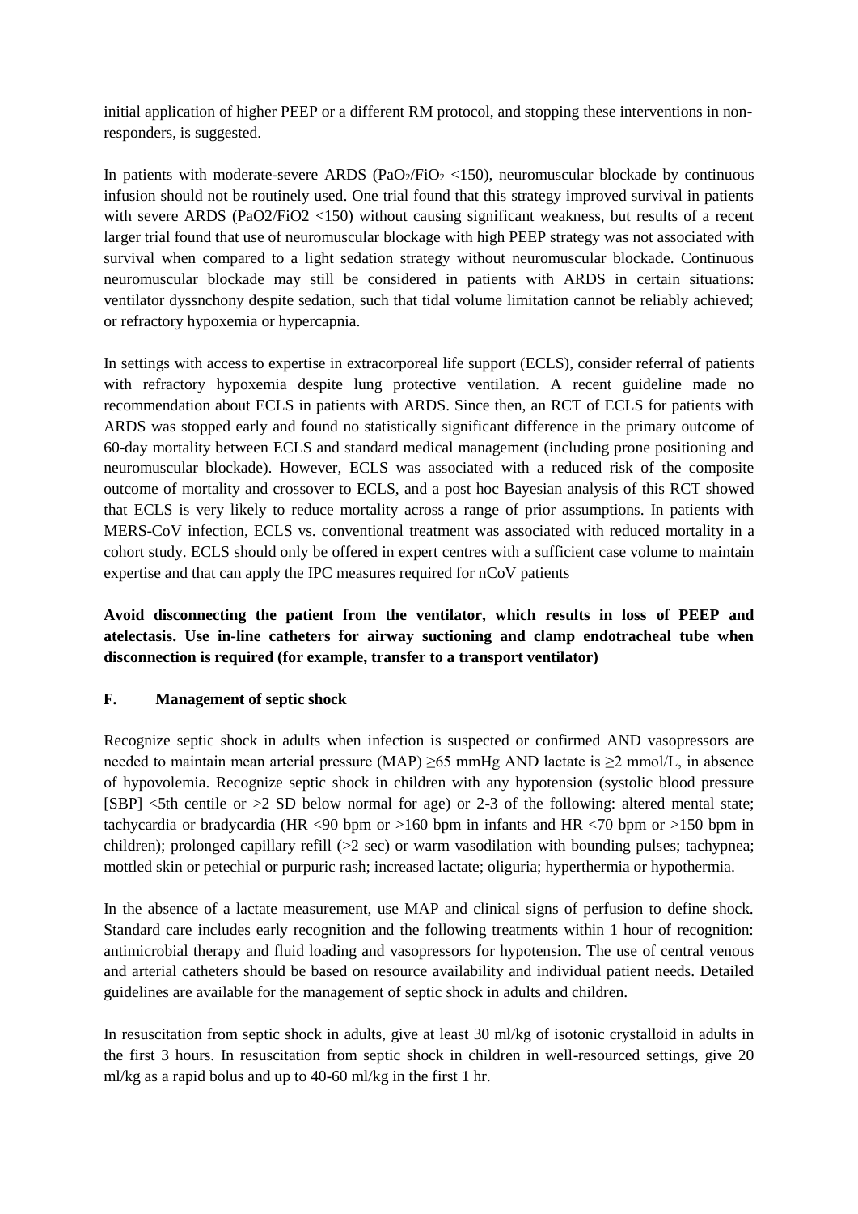initial application of higher PEEP or a different RM protocol, and stopping these interventions in non-responders, is suggested.

In patients with moderate-severe ARDS ($PaO_2/FiO_2$ <150), neuromuscular blockade by continuous infusion should not be routinely used. One trial found that this strategy improved survival in patients with severe ARDS (PaO2/FiO2 <150) without causing significant weakness, but results of a recent larger trial found that use of neuromuscular blockage with high PEEP strategy was not associated with survival when compared to a light sedation strategy without neuromuscular blockade. Continuous neuromuscular blockade may still be considered in patients with ARDS in certain situations: ventilator dyssnchony despite sedation, such that tidal volume limitation cannot be reliably achieved; or refractory hypoxemia or hypercapnia.

In settings with access to expertise in extracorporeal life support (ECLS), consider referral of patients with refractory hypoxemia despite lung protective ventilation. A recent guideline made no recommendation about ECLS in patients with ARDS. Since then, an RCT of ECLS for patients with ARDS was stopped early and found no statistically significant difference in the primary outcome of 60-day mortality between ECLS and standard medical management (including prone positioning and neuromuscular blockade). However, ECLS was associated with a reduced risk of the composite outcome of mortality and crossover to ECLS, and a post hoc Bayesian analysis of this RCT showed that ECLS is very likely to reduce mortality across a range of prior assumptions. In patients with MERS-CoV infection, ECLS vs. conventional treatment was associated with reduced mortality in a cohort study. ECLS should only be offered in expert centres with a sufficient case volume to maintain expertise and that can apply the IPC measures required for nCoV patients

**Avoid disconnecting the patient from the ventilator, which results in loss of PEEP and atelectasis. Use in-line catheters for airway suctioning and clamp endotracheal tube when disconnection is required (for example, transfer to a transport ventilator)**

## F. Management of septic shock

Recognize septic shock in adults when infection is suspected or confirmed AND vasopressors are needed to maintain mean arterial pressure (MAP) ≥65 mmHg AND lactate is ≥2 mmol/L, in absence of hypovolemia. Recognize septic shock in children with any hypotension (systolic blood pressure [SBP] <5th centile or >2 SD below normal for age) or 2-3 of the following: altered mental state; tachycardia or bradycardia (HR <90 bpm or >160 bpm in infants and HR <70 bpm or >150 bpm in children); prolonged capillary refill (>2 sec) or warm vasodilation with bounding pulses; tachypnea; mottled skin or petechial or purpuric rash; increased lactate; oliguria; hyperthermia or hypothermia.

In the absence of a lactate measurement, use MAP and clinical signs of perfusion to define shock. Standard care includes early recognition and the following treatments within 1 hour of recognition: antimicrobial therapy and fluid loading and vasopressors for hypotension. The use of central venous and arterial catheters should be based on resource availability and individual patient needs. Detailed guidelines are available for the management of septic shock in adults and children.

In resuscitation from septic shock in adults, give at least 30 ml/kg of isotonic crystalloid in adults in the first 3 hours. In resuscitation from septic shock in children in well-resourced settings, give 20 ml/kg as a rapid bolus and up to 40-60 ml/kg in the first 1 hr.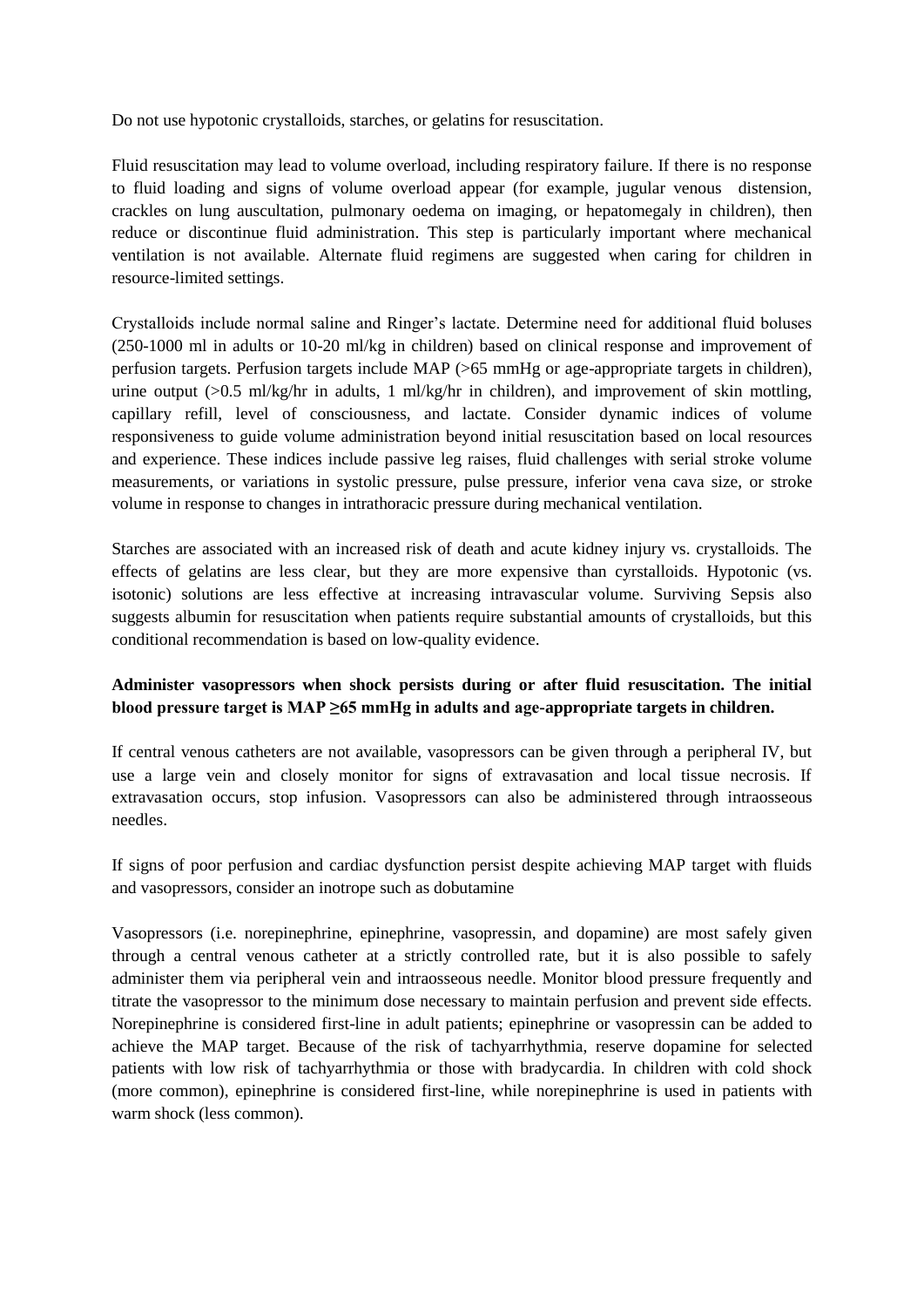Do not use hypotonic crystalloids, starches, or gelatins for resuscitation.

Fluid resuscitation may lead to volume overload, including respiratory failure. If there is no response to fluid loading and signs of volume overload appear (for example, jugular venous distension, crackles on lung auscultation, pulmonary oedema on imaging, or hepatomegaly in children), then reduce or discontinue fluid administration. This step is particularly important where mechanical ventilation is not available. Alternate fluid regimens are suggested when caring for children in resource-limited settings.

Crystalloids include normal saline and Ringer's lactate. Determine need for additional fluid boluses (250-1000 ml in adults or 10-20 ml/kg in children) based on clinical response and improvement of perfusion targets. Perfusion targets include MAP (>65 mmHg or age-appropriate targets in children), urine output (>0.5 ml/kg/hr in adults, 1 ml/kg/hr in children), and improvement of skin mottling, capillary refill, level of consciousness, and lactate. Consider dynamic indices of volume responsiveness to guide volume administration beyond initial resuscitation based on local resources and experience. These indices include passive leg raises, fluid challenges with serial stroke volume measurements, or variations in systolic pressure, pulse pressure, inferior vena cava size, or stroke volume in response to changes in intrathoracic pressure during mechanical ventilation.

Starches are associated with an increased risk of death and acute kidney injury vs. crystalloids. The effects of gelatins are less clear, but they are more expensive than cyrstalloids. Hypotonic (vs. isotonic) solutions are less effective at increasing intravascular volume. Surviving Sepsis also suggests albumin for resuscitation when patients require substantial amounts of crystalloids, but this conditional recommendation is based on low-quality evidence.

**Administer vasopressors when shock persists during or after fluid resuscitation. The initial blood pressure target is MAP ≥65 mmHg in adults and age-appropriate targets in children.**

If central venous catheters are not available, vasopressors can be given through a peripheral IV, but use a large vein and closely monitor for signs of extravasation and local tissue necrosis. If extravasation occurs, stop infusion. Vasopressors can also be administered through intraosseous needles.

If signs of poor perfusion and cardiac dysfunction persist despite achieving MAP target with fluids and vasopressors, consider an inotrope such as dobutamine

Vasopressors (i.e. norepinephrine, epinephrine, vasopressin, and dopamine) are most safely given through a central venous catheter at a strictly controlled rate, but it is also possible to safely administer them via peripheral vein and intraosseous needle. Monitor blood pressure frequently and titrate the vasopressor to the minimum dose necessary to maintain perfusion and prevent side effects. Norepinephrine is considered first-line in adult patients; epinephrine or vasopressin can be added to achieve the MAP target. Because of the risk of tachyarrhythmia, reserve dopamine for selected patients with low risk of tachyarrhythmia or those with bradycardia. In children with cold shock (more common), epinephrine is considered first-line, while norepinephrine is used in patients with warm shock (less common).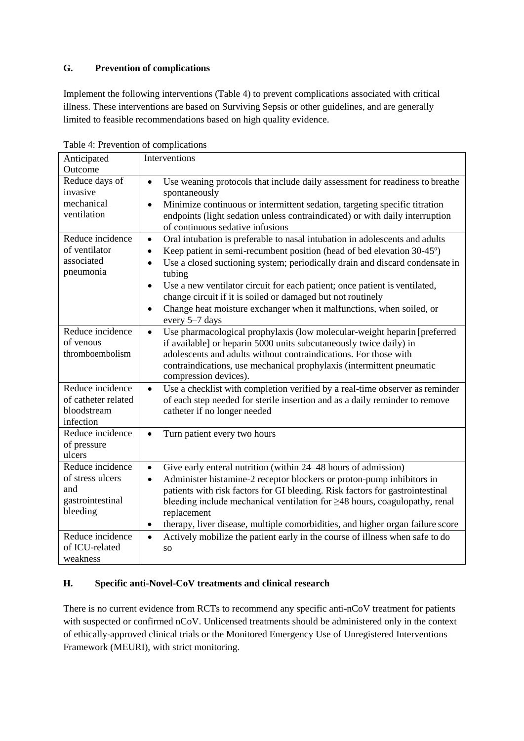## G. Prevention of complications

Implement the following interventions (Table 4) to prevent complications associated with critical illness. These interventions are based on Surviving Sepsis or other guidelines, and are generally limited to feasible recommendations based on high quality evidence.

Table 4: Prevention of complications

| Anticipated Outcome | Interventions |
|---|---|
| Reduce days of invasive mechanical ventilation | • Use weaning protocols that include daily assessment for readiness to breathe spontaneously<br>• Minimize continuous or intermittent sedation, targeting specific titration endpoints (light sedation unless contraindicated) or with daily interruption of continuous sedative infusions |
| Reduce incidence of ventilator associated pneumonia | • Oral intubation is preferable to nasal intubation in adolescents and adults<br>• Keep patient in semi-recumbent position (head of bed elevation 30-45º)<br>• Use a closed suctioning system; periodically drain and discard condensate in tubing<br>• Use a new ventilator circuit for each patient; once patient is ventilated, change circuit if it is soiled or damaged but not routinely<br>• Change heat moisture exchanger when it malfunctions, when soiled, or every 5–7 days |
| Reduce incidence of venous thromboembolism | • Use pharmacological prophylaxis (low molecular-weight heparin [preferred if available] or heparin 5000 units subcutaneously twice daily) in adolescents and adults without contraindications. For those with contraindications, use mechanical prophylaxis (intermittent pneumatic compression devices). |
| Reduce incidence of catheter related bloodstream infection | • Use a checklist with completion verified by a real-time observer as reminder of each step needed for sterile insertion and as a daily reminder to remove catheter if no longer needed |
| Reduce incidence of pressure ulcers | • Turn patient every two hours |
| Reduce incidence of stress ulcers and gastrointestinal bleeding | • Give early enteral nutrition (within 24–48 hours of admission)<br>• Administer histamine-2 receptor blockers or proton-pump inhibitors in patients with risk factors for GI bleeding. Risk factors for gastrointestinal bleeding include mechanical ventilation for ≥48 hours, coagulopathy, renal replacement<br>• therapy, liver disease, multiple comorbidities, and higher organ failure score |
| Reduce incidence of ICU-related weakness | • Actively mobilize the patient early in the course of illness when safe to do so |

## H. Specific anti-Novel-CoV treatments and clinical research

There is no current evidence from RCTs to recommend any specific anti-nCoV treatment for patients with suspected or confirmed nCoV. Unlicensed treatments should be administered only in the context of ethically-approved clinical trials or the Monitored Emergency Use of Unregistered Interventions Framework (MEURI), with strict monitoring.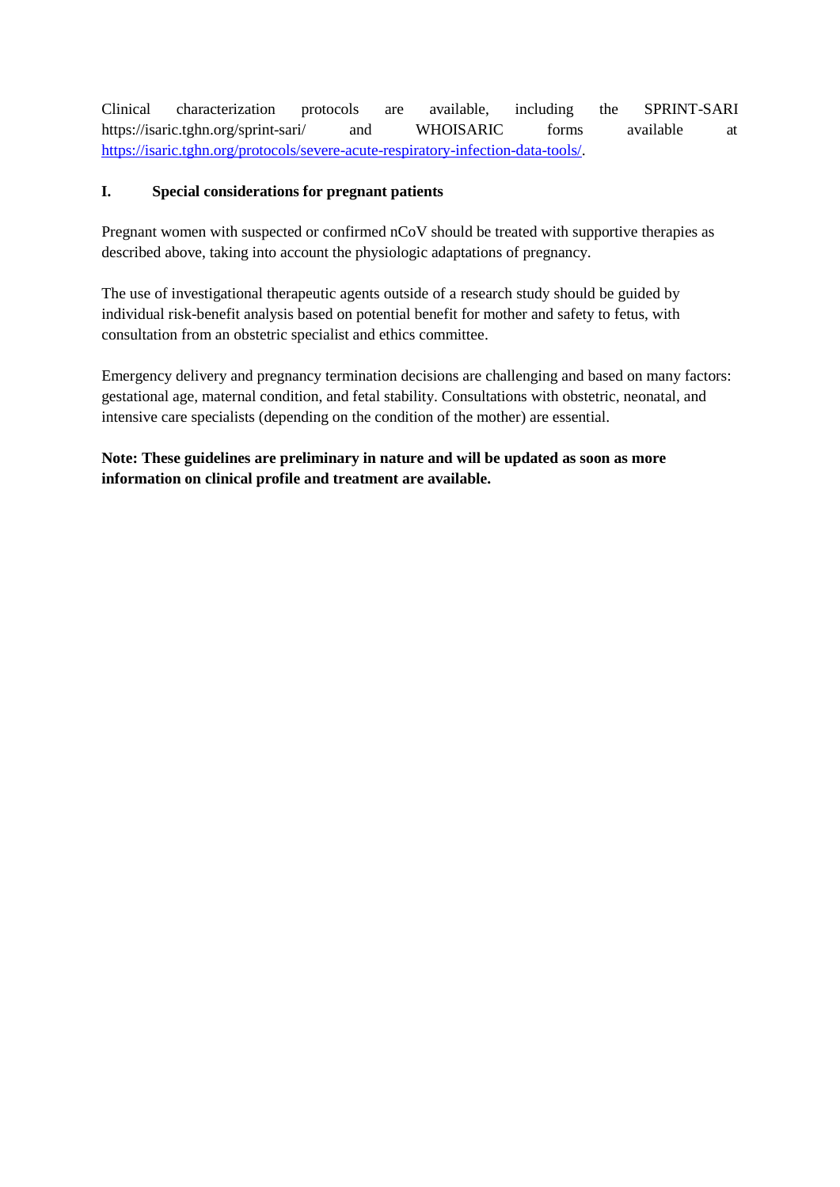Clinical characterization protocols are available, including the SPRINT-SARI https://isaric.tghn.org/sprint-sari/ and WHOISARIC forms available at [https://isaric.tghn.org/protocols/severe-acute-respiratory-infection-data-tools/](https://isaric.tghn.org/protocols/severe-acute-respiratory-infection-data-tools/).

## I. Special considerations for pregnant patients

Pregnant women with suspected or confirmed nCoV should be treated with supportive therapies as described above, taking into account the physiologic adaptations of pregnancy.

The use of investigational therapeutic agents outside of a research study should be guided by individual risk-benefit analysis based on potential benefit for mother and safety to fetus, with consultation from an obstetric specialist and ethics committee.

Emergency delivery and pregnancy termination decisions are challenging and based on many factors: gestational age, maternal condition, and fetal stability. Consultations with obstetric, neonatal, and intensive care specialists (depending on the condition of the mother) are essential.

**Note: These guidelines are preliminary in nature and will be updated as soon as more information on clinical profile and treatment are available.**